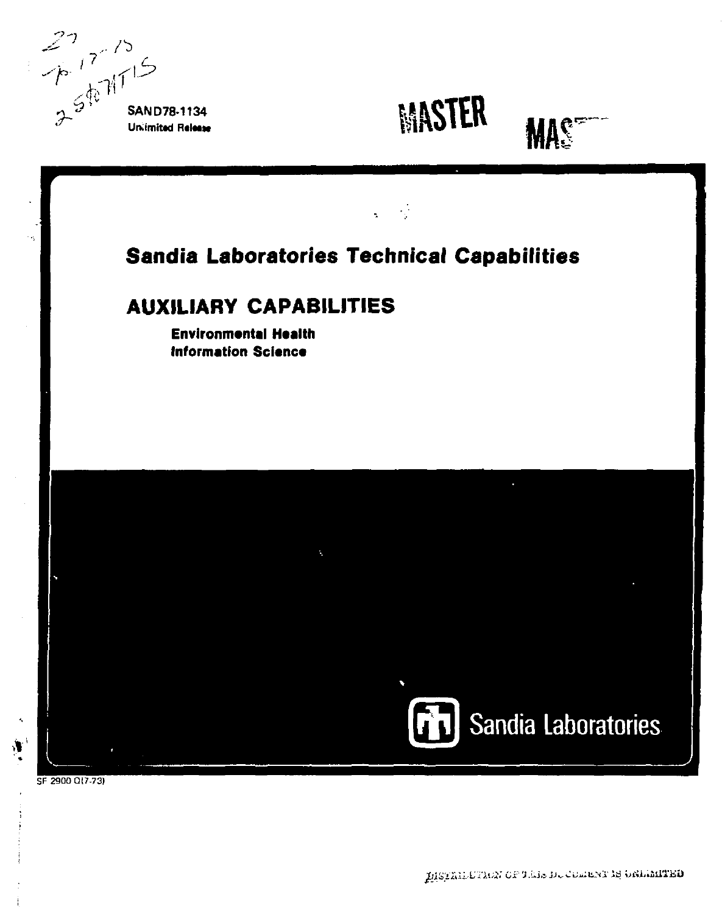SAND78-1134
Unlimited Release

MASTER

# Sandia Laboratories Technical Capabilities

## AUXILIARY CAPABILITIES

**Environmental Health**
**Information Science**

Sandia Laboratories

SF 2900 Q(7-73)

DISTRIBUTION OF THIS DOCUMENT IS UNLIMITED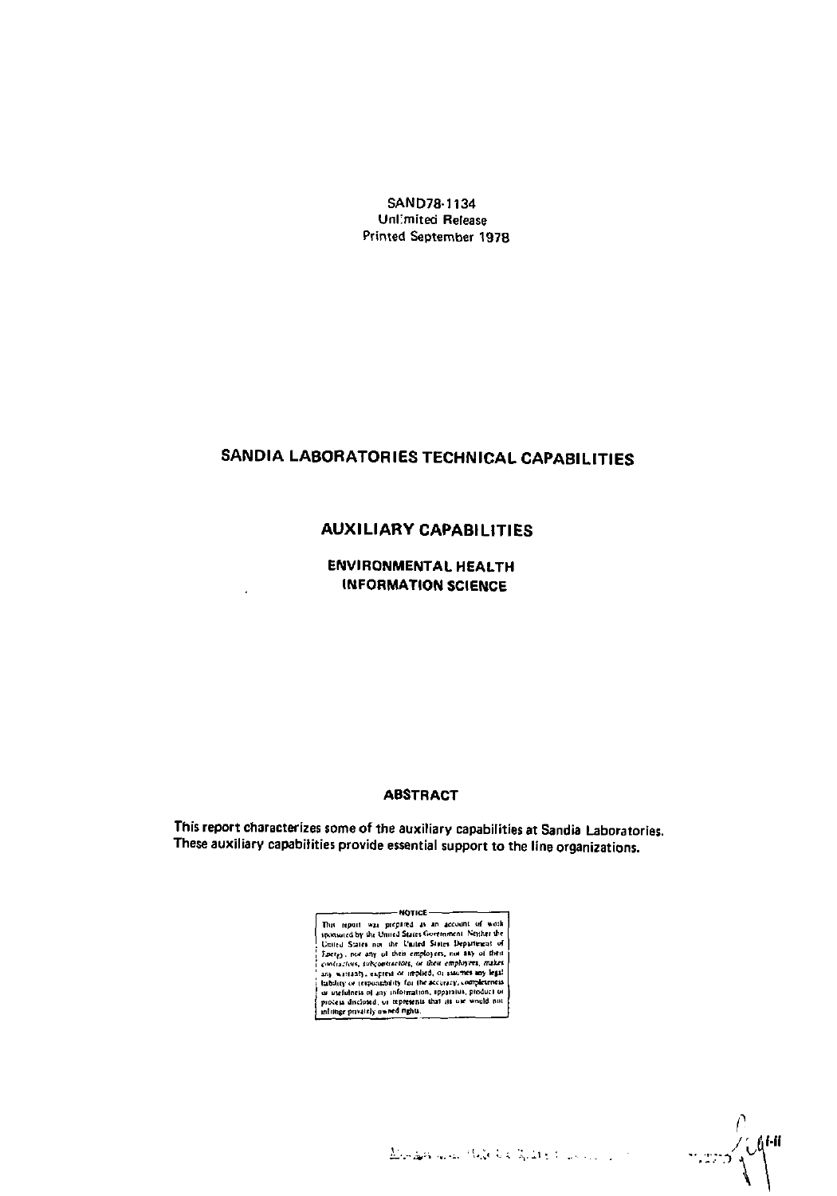SAND78-1134
Unlimited Release
Printed September 1978

# SANDIA LABORATORIES TECHNICAL CAPABILITIES

## AUXILIARY CAPABILITIES

### ENVIRONMENTAL HEALTH
### INFORMATION SCIENCE

#### ABSTRACT

This report characterizes some of the auxiliary capabilities at Sandia Laboratories. These auxiliary capabilities provide essential support to the line organizations.

NOTICE

This report was prepared as an account of work sponsored by the United States Government. Neither the United States nor the United States Department of Energy, nor any of their employees, nor any of their contractors, subcontractors, or their employees, makes any warranty, express or implied, or assumes any legal liability or responsibility for the accuracy, completeness or usefulness of any information, apparatus, product or process disclosed, or represents that its use would not infringe privately owned rights.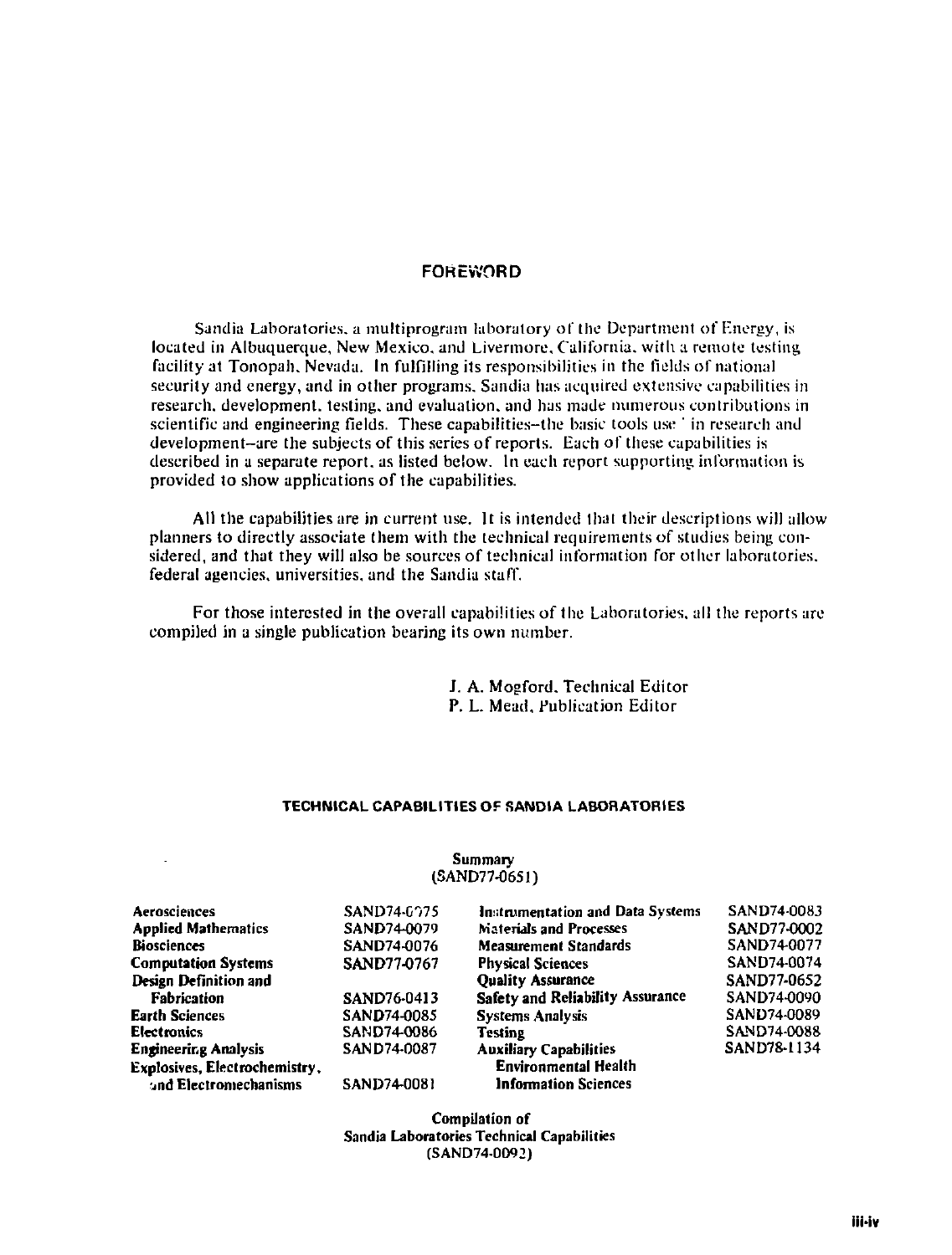# FOREWORD

Sandia Laboratories, a multiprogram laboratory of the Department of Energy, is located in Albuquerque, New Mexico, and Livermore, California, with a remote testing facility at Tonopah, Nevada. In fulfilling its responsibilities in the fields of national security and energy, and in other programs, Sandia has acquired extensive capabilities in research, development, testing, and evaluation, and has made numerous contributions in scientific and engineering fields. These capabilities–the basic tools used in research and development–are the subjects of this series of reports. Each of these capabilities is described in a separate report, as listed below. In each report supporting information is provided to show applications of the capabilities.

All the capabilities are in current use. It is intended that their descriptions will allow planners to directly associate them with the technical requirements of studies being considered, and that they will also be sources of technical information for other laboratories, federal agencies, universities, and the Sandia staff.

For those interested in the overall capabilities of the Laboratories, all the reports are compiled in a single publication bearing its own number.

J. A. Mogford, Technical Editor
P. L. Mead, Publication Editor

## TECHNICAL CAPABILITIES OF SANDIA LABORATORIES

**Summary**
(SAND77-0651)

| | | | |
|---|---|---|---|
| **Aerosciences** | SAND74-0075 | **Instrumentation and Data Systems** | SAND74-0083 |
| **Applied Mathematics** | SAND74-0079 | **Materials and Processes** | SAND77-0002 |
| **Biosciences** | SAND74-0076 | **Measurement Standards** | SAND74-0077 |
| **Computation Systems** | SAND77-0767 | **Physical Sciences** | SAND74-0074 |
| **Design Definition and Fabrication** | SAND76-0413 | **Quality Assurance** | SAND77-0652 |
| **Earth Sciences** | SAND74-0085 | **Safety and Reliability Assurance** | SAND74-0090 |
| **Electronics** | SAND74-0086 | **Systems Analysis** | SAND74-0089 |
| **Engineering Analysis** | SAND74-0087 | **Testing** | SAND74-0088 |
| **Explosives, Electrochemistry, and Electromechanisms** | SAND74-0081 | **Auxiliary Capabilities** | SAND78-1134 |
| | | **Environmental Health** | |
| | | **Information Sciences** | |

**Compilation of**
**Sandia Laboratories Technical Capabilities**
(SAND74-0092)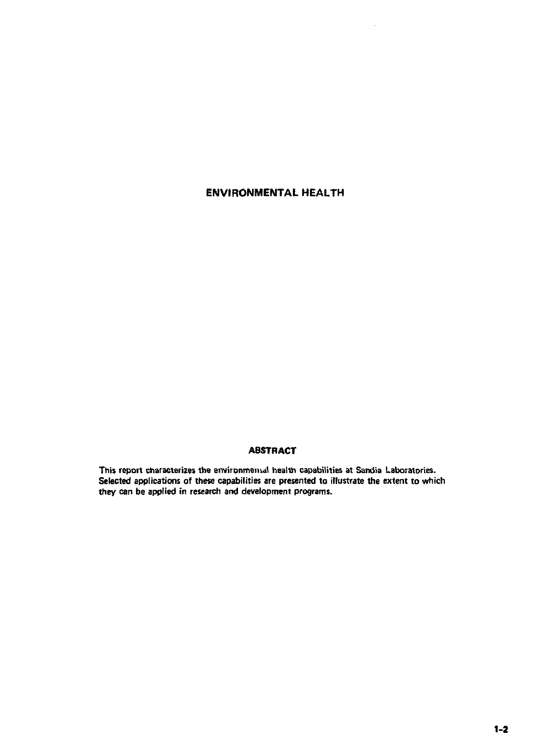# ENVIRONMENTAL HEALTH

## ABSTRACT

This report characterizes the environmental health capabilities at Sandia Laboratories. Selected applications of these capabilities are presented to illustrate the extent to which they can be applied in research and development programs.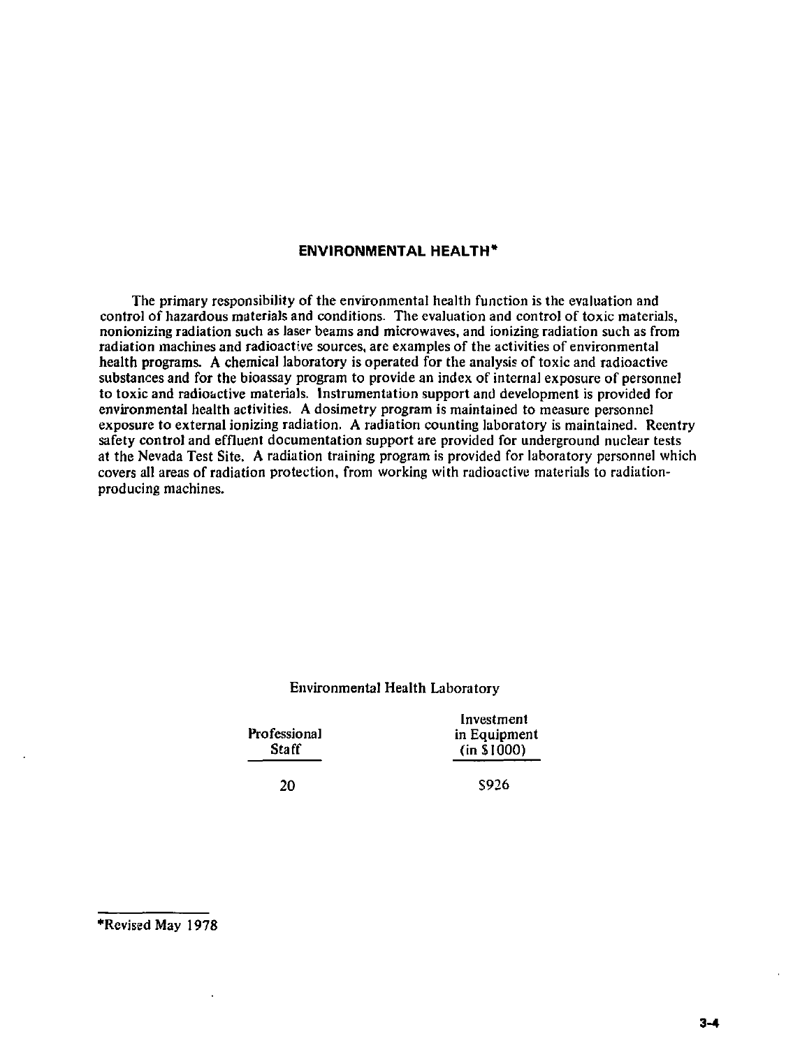## ENVIRONMENTAL HEALTH*

The primary responsibility of the environmental health function is the evaluation and control of hazardous materials and conditions. The evaluation and control of toxic materials, nonionizing radiation such as laser beams and microwaves, and ionizing radiation such as from radiation machines and radioactive sources, are examples of the activities of environmental health programs. A chemical laboratory is operated for the analysis of toxic and radioactive substances and for the bioassay program to provide an index of internal exposure of personnel to toxic and radioactive materials. Instrumentation support and development is provided for environmental health activities. A dosimetry program is maintained to measure personnel exposure to external ionizing radiation. A radiation counting laboratory is maintained. Reentry safety control and effluent documentation support are provided for underground nuclear tests at the Nevada Test Site. A radiation training program is provided for laboratory personnel which covers all areas of radiation protection, from working with radioactive materials to radiation-producing machines.

Environmental Health Laboratory

| Professional Staff | Investment in Equipment (in $1000) |
|---|---|
| 20 | $926 |

*Revised May 1978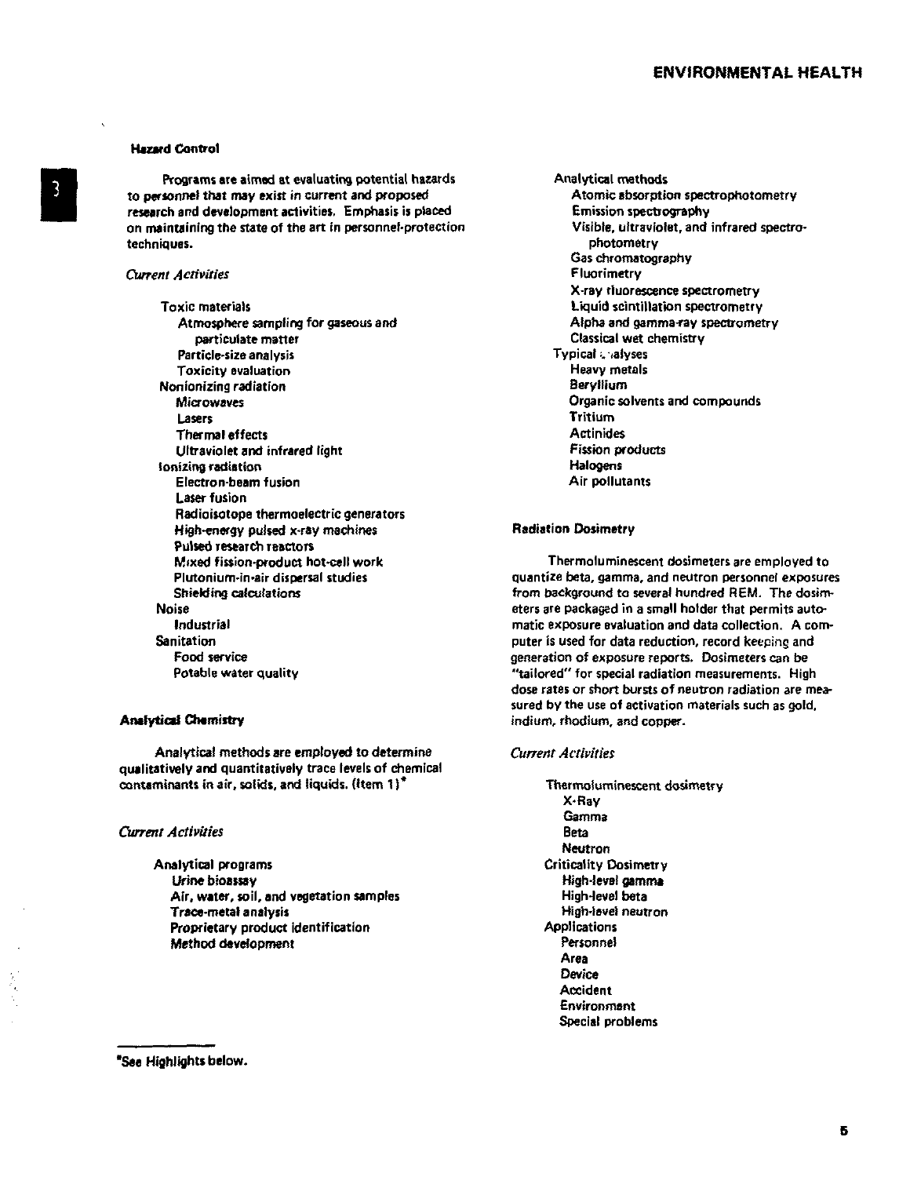### Hazard Control

Programs are aimed at evaluating potential hazards to personnel that may exist in current and proposed research and development activities. Emphasis is placed on maintaining the state of the art in personnel-protection techniques.

*Current Activities*

- Toxic materials
  - Atmosphere sampling for gaseous and particulate matter
  - Particle-size analysis
  - Toxicity evaluation
- Nonionizing radiation
  - Microwaves
  - Lasers
  - Thermal effects
  - Ultraviolet and infrared light
- Ionizing radiation
  - Electron-beam fusion
  - Laser fusion
  - Radioisotope thermoelectric generators
  - High-energy pulsed x-ray machines
  - Pulsed research reactors
  - Mixed fission-product hot-cell work
  - Plutonium-in-air dispersal studies
  - Shielding calculations
- Noise
  - Industrial
- Sanitation
  - Food service
  - Potable water quality

### Analytical Chemistry

Analytical methods are employed to determine qualitatively and quantitatively trace levels of chemical contaminants in air, solids, and liquids. (Item 1)*

*Current Activities*

- Analytical programs
  - Urine bioassay
  - Air, water, soil, and vegetation samples
  - Trace-metal analysis
  - Proprietary product identification
  - Method development
- Analytical methods
  - Atomic absorption spectrophotometry
  - Emission spectrography
  - Visible, ultraviolet, and infrared spectrophotometry
  - Gas chromatography
  - Fluorimetry
  - X-ray fluorescence spectrometry
  - Liquid scintillation spectrometry
  - Alpha and gamma-ray spectrometry
  - Classical wet chemistry
- Typical analyses
  - Heavy metals
  - Beryllium
  - Organic solvents and compounds
  - Tritium
  - Actinides
  - Fission products
  - Halogens
  - Air pollutants

### Radiation Dosimetry

Thermoluminescent dosimeters are employed to quantize beta, gamma, and neutron personnel exposures from background to several hundred REM. The dosimeters are packaged in a small holder that permits automatic exposure evaluation and data collection. A computer is used for data reduction, record keeping and generation of exposure reports. Dosimeters can be "tailored" for special radiation measurements. High dose rates or short bursts of neutron radiation are measured by the use of activation materials such as gold, indium, rhodium, and copper.

*Current Activities*

- Thermoluminescent dosimetry
  - X-Ray
  - Gamma
  - Beta
  - Neutron
- Criticality Dosimetry
  - High-level gamma
  - High-level beta
  - High-level neutron
- Applications
  - Personnel
  - Area
  - Device
  - Accident
  - Environment
  - Special problems

*See Highlights below.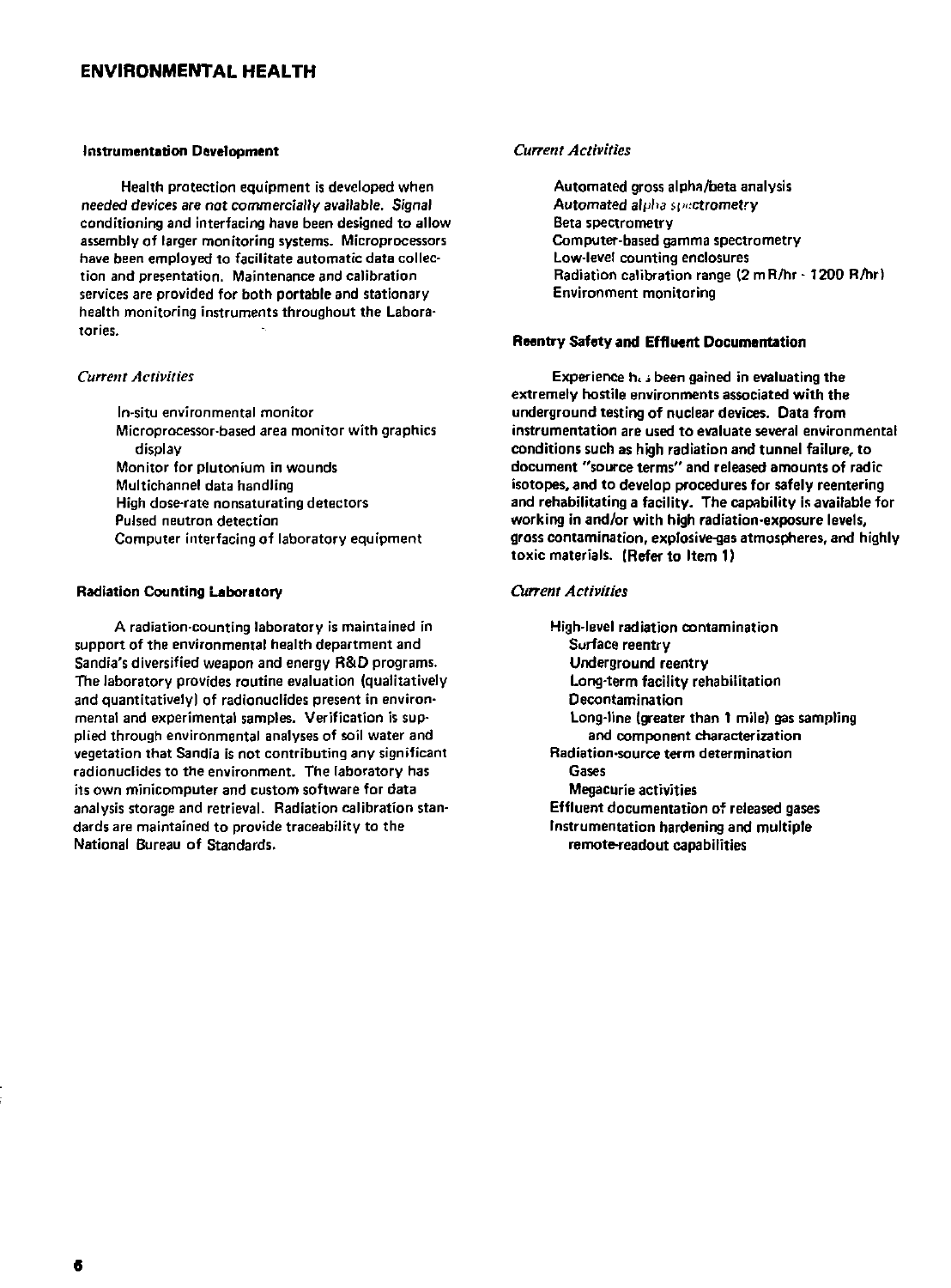# ENVIRONMENTAL HEALTH

### Instrumentation Development

Health protection equipment is developed when needed devices are not commercially available. Signal conditioning and interfacing have been designed to allow assembly of larger monitoring systems. Microprocessors have been employed to facilitate automatic data collection and presentation. Maintenance and calibration services are provided for both portable and stationary health monitoring instruments throughout the Laboratories.

*Current Activities*

- In-situ environmental monitor
- Microprocessor-based area monitor with graphics display
- Monitor for plutonium in wounds
- Multichannel data handling
- High dose-rate nonsaturating detectors
- Pulsed neutron detection
- Computer interfacing of laboratory equipment

### Radiation Counting Laboratory

A radiation-counting laboratory is maintained in support of the environmental health department and Sandia's diversified weapon and energy R&D programs. The laboratory provides routine evaluation (qualitatively and quantitatively) of radionuclides present in environmental and experimental samples. Verification is supplied through environmental analyses of soil water and vegetation that Sandia is not contributing any significant radionuclides to the environment. The laboratory has its own minicomputer and custom software for data analysis storage and retrieval. Radiation calibration standards are maintained to provide traceability to the National Bureau of Standards.

*Current Activities*

- Automated gross alpha/beta analysis
- Automated alpha spectrometry
- Beta spectrometry
- Computer-based gamma spectrometry
- Low-level counting enclosures
- Radiation calibration range (2 mR/hr - 1200 R/hr)
- Environment monitoring

### Reentry Safety and Effluent Documentation

Experience has been gained in evaluating the extremely hostile environments associated with the underground testing of nuclear devices. Data from instrumentation are used to evaluate several environmental conditions such as high radiation and tunnel failure, to document "source terms" and released amounts of radic isotopes, and to develop procedures for safely reentering and rehabilitating a facility. The capability is available for working in and/or with high radiation-exposure levels, gross contamination, explosive-gas atmospheres, and highly toxic materials. (Refer to Item 1)

*Current Activities*

- High-level radiation contamination
  - Surface reentry
  - Underground reentry
  - Long-term facility rehabilitation
  - Decontamination
  - Long-line (greater than 1 mile) gas sampling and component characterization
- Radiation-source term determination
  - Gases
  - Megacurie activities
- Effluent documentation of released gases
- Instrumentation hardening and multiple remote-readout capabilities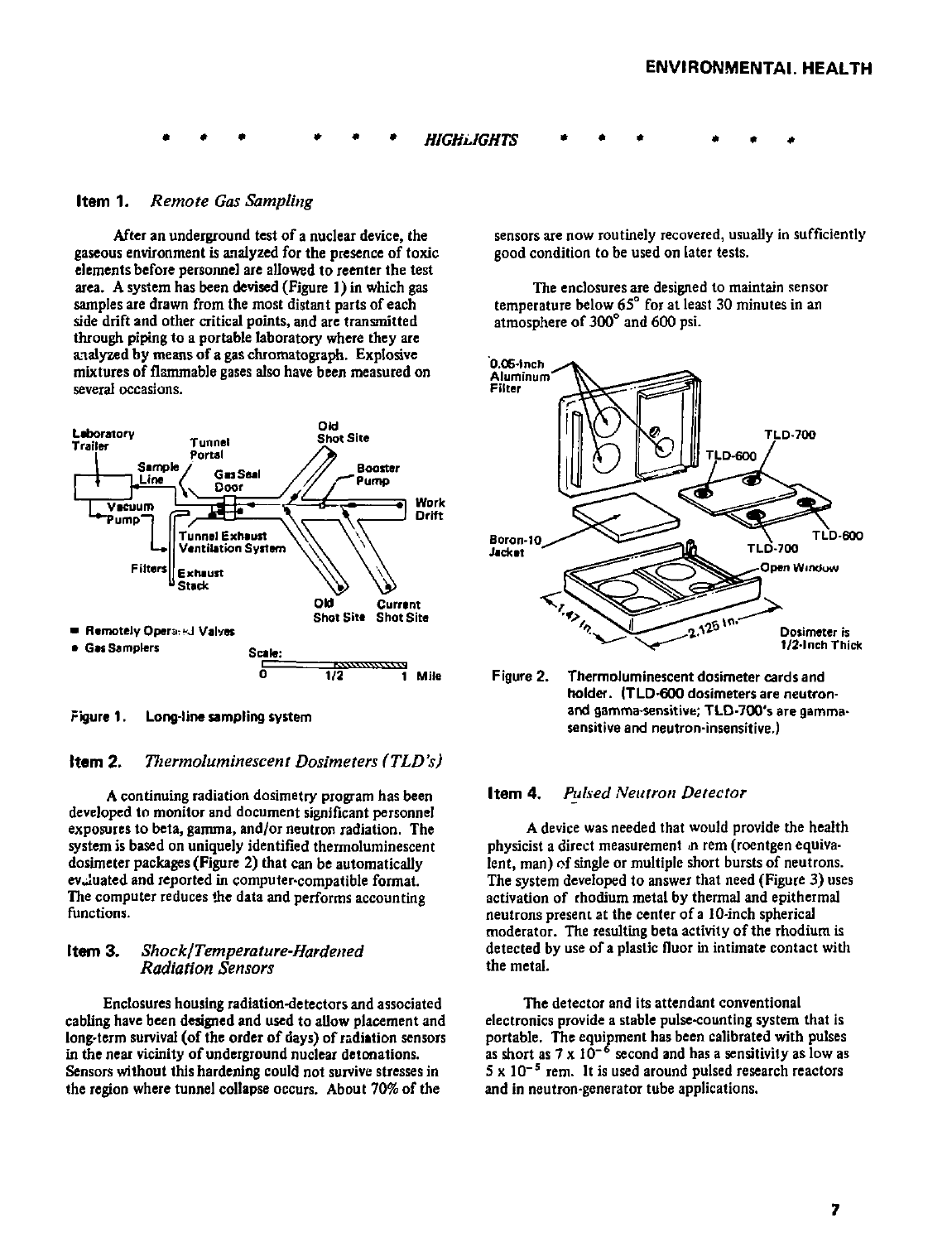# ENVIRONMENTAL HEALTH

\* \* \* \* \* \* *HIGHLIGHTS* \* \* \* \* \* \*

## Item 1. *Remote Gas Sampling*

After an underground test of a nuclear device, the gaseous environment is analyzed for the presence of toxic elements before personnel are allowed to reenter the test area. A system has been devised (Figure 1) in which gas samples are drawn from the most distant parts of each side drift and other critical points, and are transmitted through piping to a portable laboratory where they are analyzed by means of a gas chromatograph. Explosive mixtures of flammable gases also have been measured on several occasions.

Figure 1. Long-line sampling system

## Item 2. *Thermoluminescent Dosimeters (TLD's)*

A continuing radiation dosimetry program has been developed to monitor and document significant personnel exposures to beta, gamma, and/or neutron radiation. The system is based on uniquely identified thermoluminescent dosimeter packages (Figure 2) that can be automatically evaluated and reported in computer-compatible format. The computer reduces the data and performs accounting functions.

## Item 3. *Shock/Temperature-Hardened Radiation Sensors*

Enclosures housing radiation-detectors and associated cabling have been designed and used to allow placement and long-term survival (of the order of days) of radiation sensors in the near vicinity of underground nuclear detonations. Sensors without this hardening could not survive stresses in the region where tunnel collapse occurs. About 70% of the sensors are now routinely recovered, usually in sufficiently good condition to be used on later tests.

The enclosures are designed to maintain sensor temperature below 65° for at least 30 minutes in an atmosphere of 300° and 600 psi.

Figure 2. Thermoluminescent dosimeter cards and holder. (TLD-600 dosimeters are neutron- and gamma-sensitive; TLD-700's are gamma-sensitive and neutron-insensitive.)

## Item 4. *Pulsed Neutron Detector*

A device was needed that would provide the health physicist a direct measurement in rem (roentgen equivalent, man) of single or multiple short bursts of neutrons. The system developed to answer that need (Figure 3) uses activation of rhodium metal by thermal and epithermal neutrons present at the center of a 10-inch spherical moderator. The resulting beta activity of the rhodium is detected by use of a plastic fluor in intimate contact with the metal.

The detector and its attendant conventional electronics provide a stable pulse-counting system that is portable. The equipment has been calibrated with pulses as short as $7 \times 10^{-6}$ second and has a sensitivity as low as $5 \times 10^{-5}$ rem. It is used around pulsed research reactors and in neutron-generator tube applications.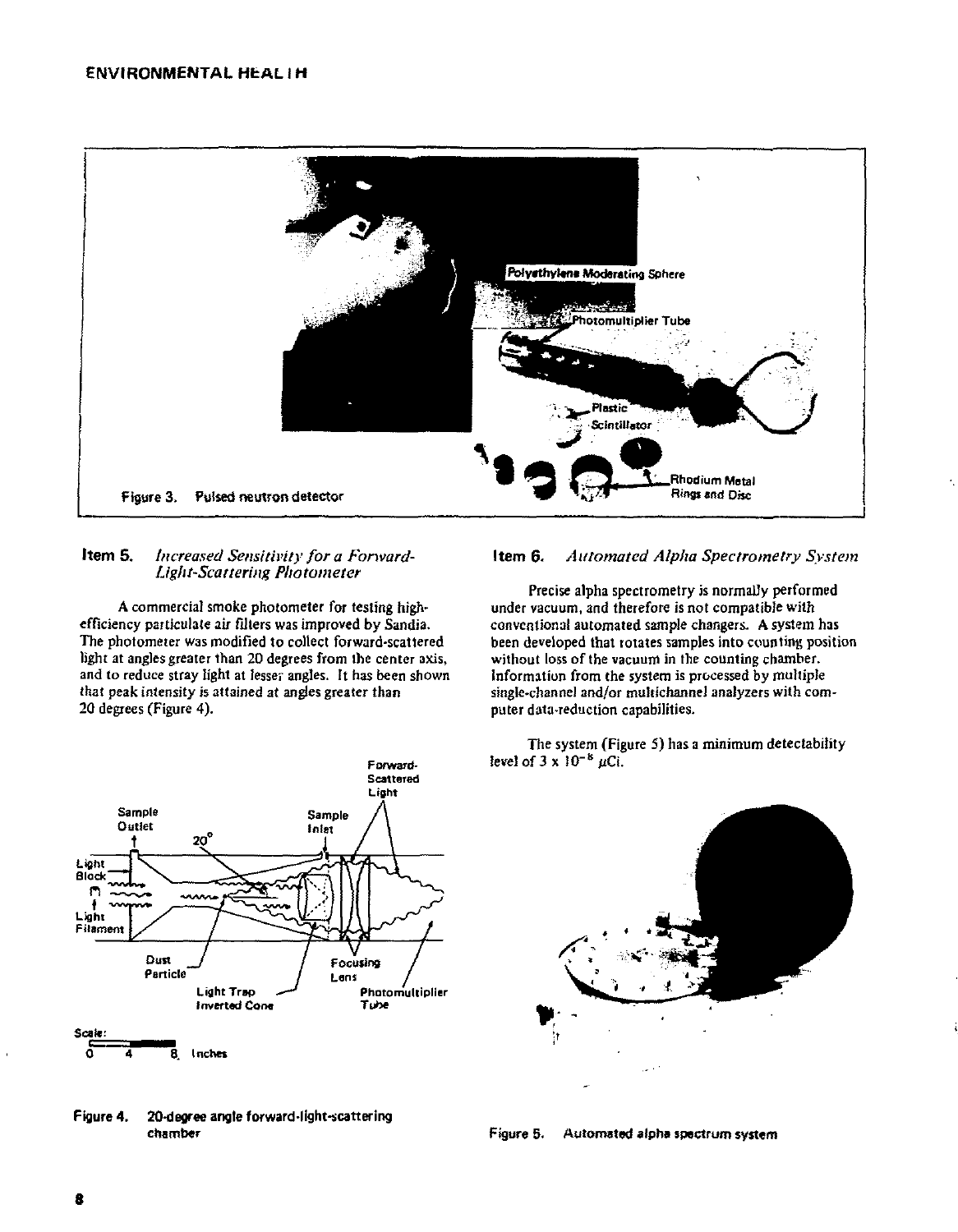Figure 3. Pulsed neutron detector

### Item 5. *Increased Sensitivity for a Forward-Light-Scattering Photometer*

A commercial smoke photometer for testing high-efficiency particulate air filters was improved by Sandia. The photometer was modified to collect forward-scattered light at angles greater than 20 degrees from the center axis, and to reduce stray light at lesser angles. It has been shown that peak intensity is attained at angles greater than 20 degrees (Figure 4).

Figure 4. 20-degree angle forward-light-scattering chamber

### Item 6. *Automated Alpha Spectrometry System*

Precise alpha spectrometry is normally performed under vacuum, and therefore is not compatible with conventional automated sample changers. A system has been developed that rotates samples into counting position without loss of the vacuum in the counting chamber. Information from the system is processed by multiple single-channel and/or multichannel analyzers with computer data-reduction capabilities.

The system (Figure 5) has a minimum detectability level of $3 \times 10^{-8}$ $\mu$Ci.

Figure 5. Automated alpha spectrum system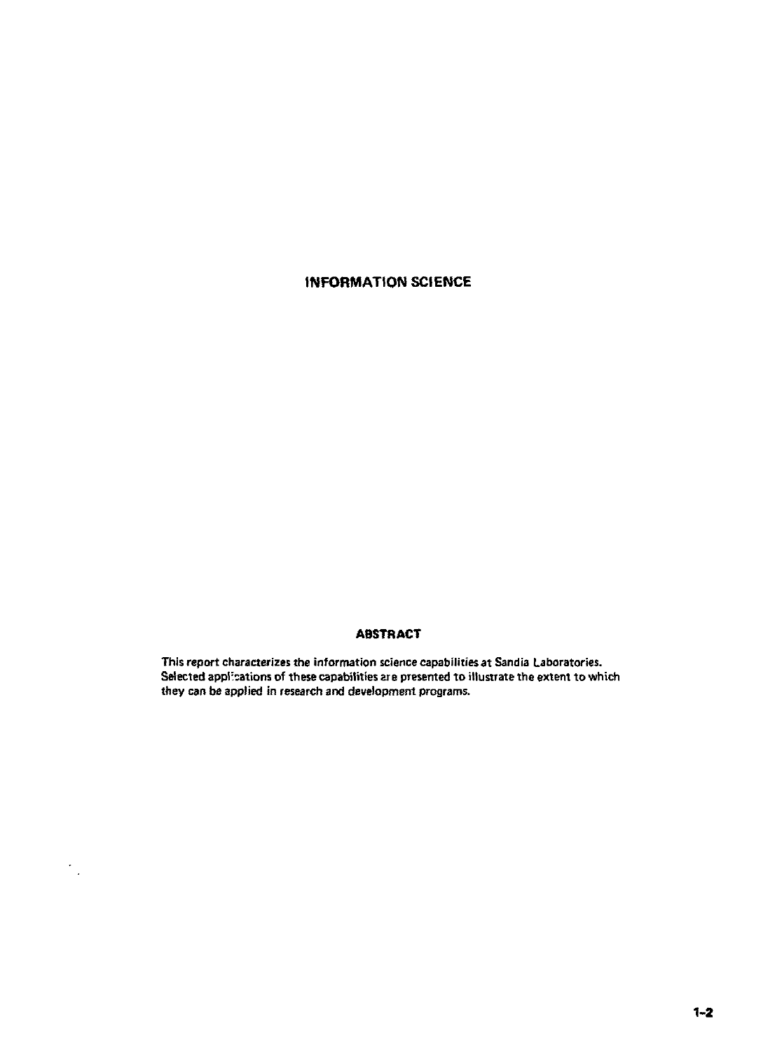# INFORMATION SCIENCE

## ABSTRACT

This report characterizes the information science capabilities at Sandia Laboratories. Selected applications of these capabilities are presented to illustrate the extent to which they can be applied in research and development programs.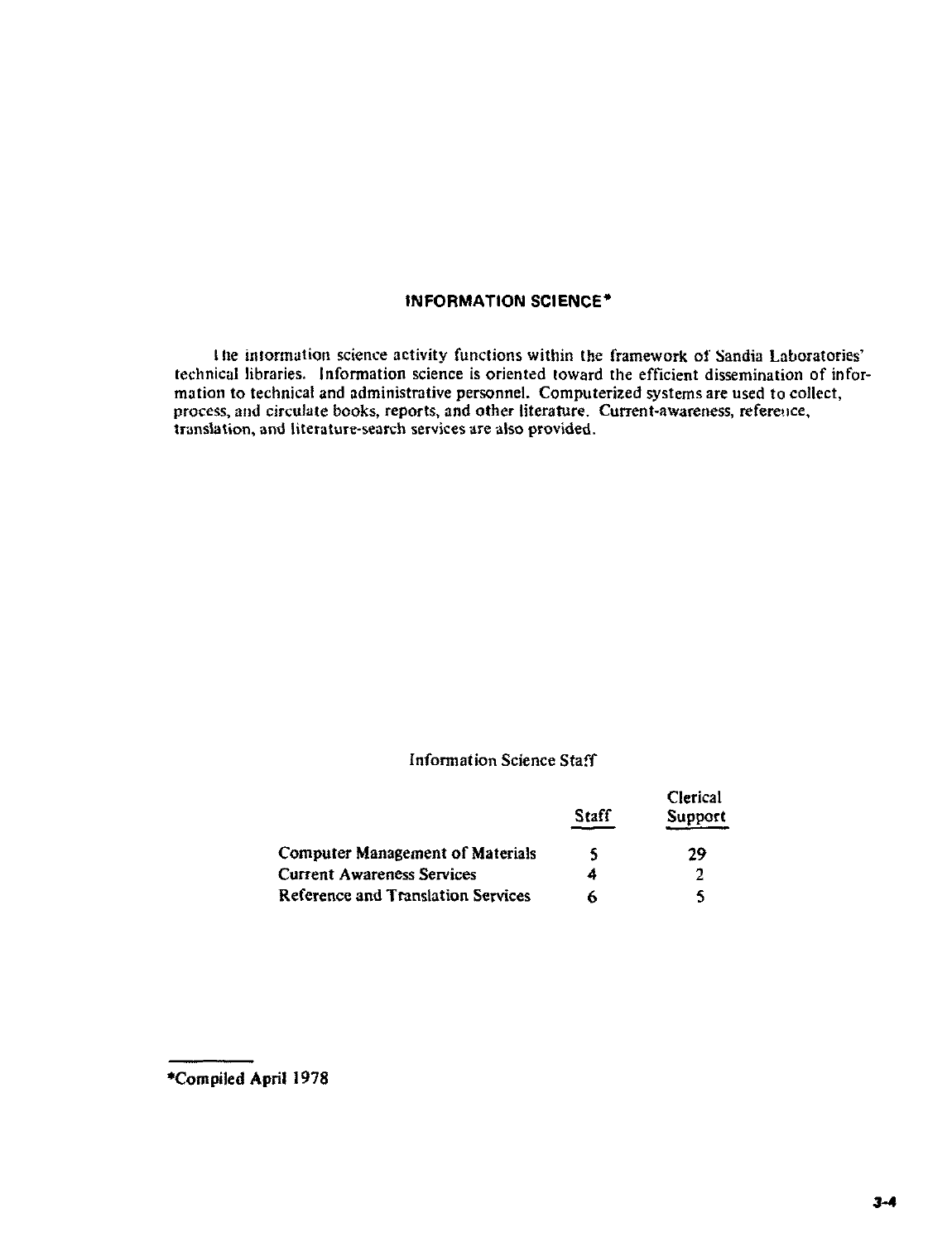## INFORMATION SCIENCE*

The information science activity functions within the framework of Sandia Laboratories' technical libraries. Information science is oriented toward the efficient dissemination of information to technical and administrative personnel. Computerized systems are used to collect, process, and circulate books, reports, and other literature. Current-awareness, reference, translation, and literature-search services are also provided.

Information Science Staff

| | Staff | Clerical Support |
|---|---|---|
| Computer Management of Materials | 5 | 29 |
| Current Awareness Services | 4 | 2 |
| Reference and Translation Services | 6 | 5 |

*Compiled April 1978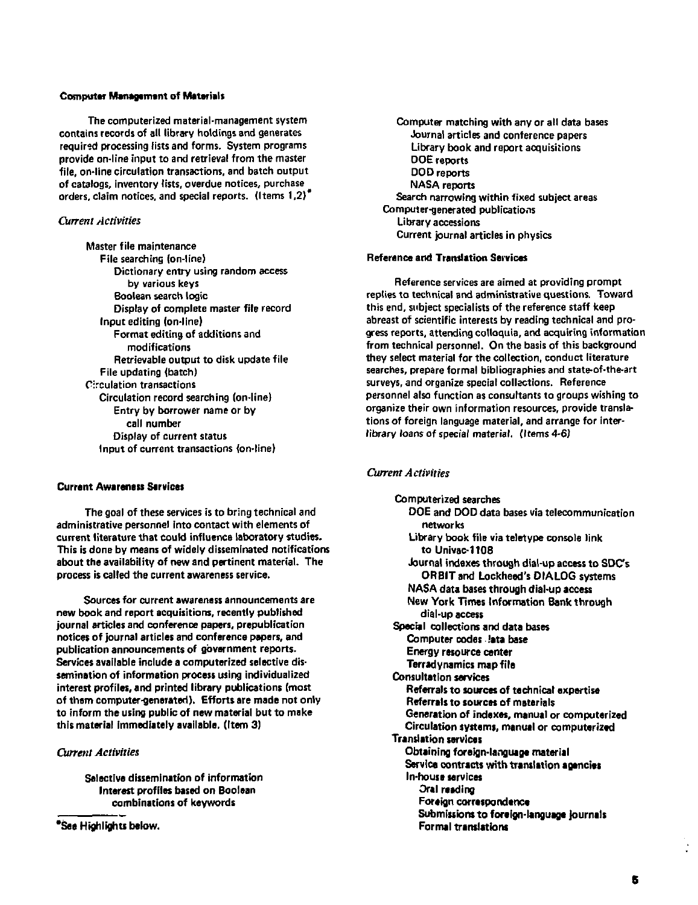### Computer Management of Materials

The computerized material-management system contains records of all library holdings and generates required processing lists and forms. System programs provide on-line input to and retrieval from the master file, on-line circulation transactions, and batch output of catalogs, inventory lists, overdue notices, purchase orders, claim notices, and special reports. (Items 1,2)*

*Current Activities*

- Master file maintenance
  - File searching (on-line)
    - Dictionary entry using random access by various keys
    - Boolean search logic
    - Display of complete master file record
  - Input editing (on-line)
    - Format editing of additions and modifications
    - Retrievable output to disk update file
  - File updating (batch)
- Circulation transactions
  - Circulation record searching (on-line)
    - Entry by borrower name or by call number
    - Display of current status
  - Input of current transactions (on-line)

### Current Awareness Services

The goal of these services is to bring technical and administrative personnel into contact with elements of current literature that could influence laboratory studies. This is done by means of widely disseminated notifications about the availability of new and pertinent material. The process is called the current awareness service.

Sources for current awareness announcements are new book and report acquisitions, recently published journal articles and conference papers, prepublication notices of journal articles and conference papers, and publication announcements of government reports. Services available include a computerized selective dissemination of information process using individualized interest profiles, and printed library publications (most of them computer-generated). Efforts are made not only to inform the using public of new material but to make this material immediately available. (Item 3)

*Current Activities*

- Selective dissemination of information
  - Interest profiles based on Boolean combinations of keywords
  - Computer matching with any or all data bases
    - Journal articles and conference papers
    - Library book and report acquisitions
    - DOE reports
    - DOD reports
    - NASA reports
  - Search narrowing within fixed subject areas
- Computer-generated publications
  - Library accessions
  - Current journal articles in physics

*See Highlights below.

### Reference and Translation Services

Reference services are aimed at providing prompt replies to technical and administrative questions. Toward this end, subject specialists of the reference staff keep abreast of scientific interests by reading technical and progress reports, attending colloquia, and acquiring information from technical personnel. On the basis of this background they select material for the collection, conduct literature searches, prepare formal bibliographies and state-of-the-art surveys, and organize special collections. Reference personnel also function as consultants to groups wishing to organize their own information resources, provide translations of foreign language material, and arrange for interlibrary loans of special material. (Items 4-6)

*Current Activities*

- Computerized searches
  - DOE and DOD data bases via telecommunication networks
  - Library book file via teletype console link to Univac-1108
  - Journal indexes through dial-up access to SDC's ORBIT and Lockheed's DIALOG systems
  - NASA data bases through dial-up access
  - New York Times Information Bank through dial-up access
- Special collections and data bases
  - Computer codes data base
  - Energy resource center
  - Terradynamics map file
- Consultation services
  - Referrals to sources of technical expertise
  - Referrals to sources of materials
  - Generation of indexes, manual or computerized
  - Circulation systems, manual or computerized
- Translation services
  - Obtaining foreign-language material
  - Service contracts with translation agencies
  - In-house services
    - Oral reading
    - Foreign correspondence
    - Submissions to foreign-language journals
    - Formal translations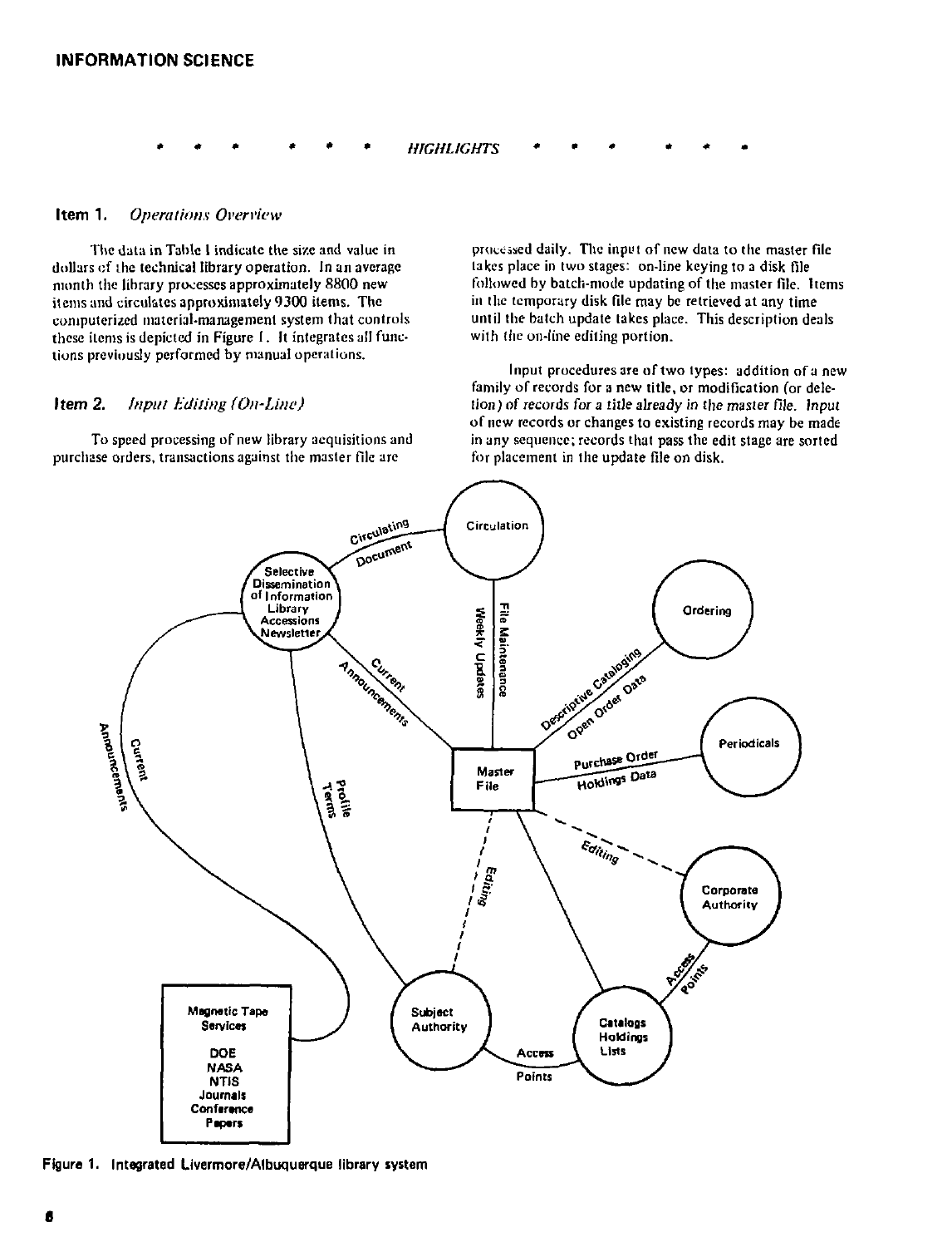## INFORMATION SCIENCE

\* \* \* \* \* \* *HIGHLIGHTS* \* \* \* \* \* \*

### Item 1. *Operations Overview*

The data in Table I indicate the size and value in dollars of the technical library operation. In an average month the library processes approximately 8800 new items and circulates approximately 9300 items. The computerized material-management system that controls these items is depicted in Figure 1. It integrates all functions previously performed by manual operations.

### Item 2. *Input Editing (On-Line)*

To speed processing of new library acquisitions and purchase orders, transactions against the master file are processed daily. The input of new data to the master file takes place in two stages: on-line keying to a disk file followed by batch-mode updating of the master file. Items in the temporary disk file may be retrieved at any time until the batch update takes place. This description deals with the on-line editing portion.

Input procedures are of two types: addition of a new family of records for a new title, or modification (or deletion) of records for a title already in the master file. Input of new records or changes to existing records may be made in any sequence; records that pass the edit stage are sorted for placement in the update file on disk.

Figure 1. Integrated Livermore/Albuquerque library system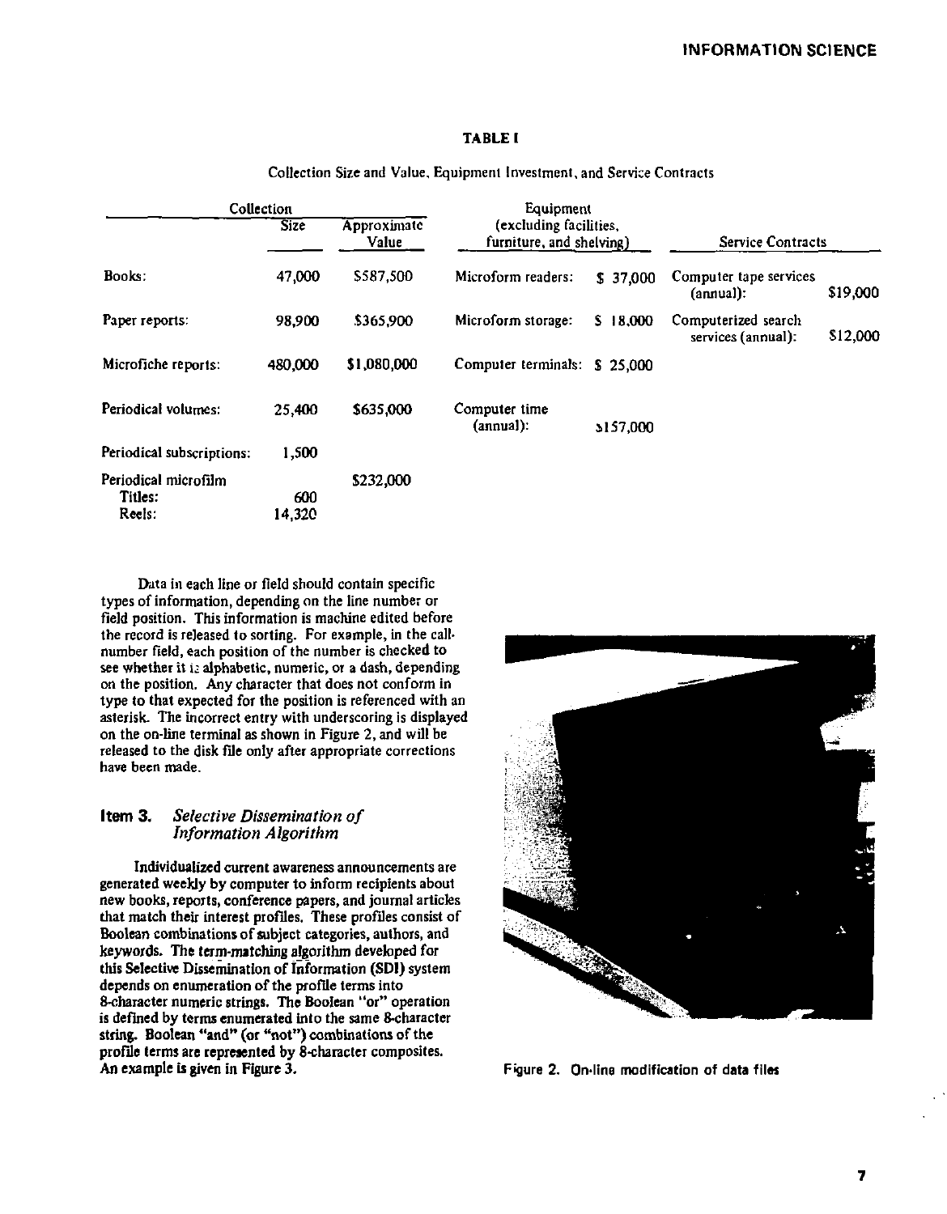**TABLE I**

Collection Size and Value, Equipment Investment, and Service Contracts

| Collection | Size | Approximate Value | Equipment (excluding facilities, furniture, and shelving) | | Service Contracts | |
|---|---|---|---|---|---|---|
| Books: | 47,000 | $587,500 | Microform readers: | $ 37,000 | Computer tape services (annual): | $19,000 |
| Paper reports: | 98,900 | $365,900 | Microform storage: | $ 18,000 | Computerized search services (annual): | $12,000 |
| Microfiche reports: | 480,000 | $1,080,000 | Computer terminals: | $ 25,000 | | |
| Periodical volumes: | 25,400 | $635,000 | Computer time (annual): | $157,000 | | |
| Periodical subscriptions: | 1,500 | | | | | |
| Periodical microfilm | | $232,000 | | | | |
| Titles: | 600 | | | | | |
| Reels: | 14,320 | | | | | |

Data in each line or field should contain specific types of information, depending on the line number or field position. This information is machine edited before the record is released to sorting. For example, in the call-number field, each position of the number is checked to see whether it is alphabetic, numeric, or a dash, depending on the position. Any character that does not conform in type to that expected for the position is referenced with an asterisk. The incorrect entry with underscoring is displayed on the on-line terminal as shown in Figure 2, and will be released to the disk file only after appropriate corrections have been made.

### Item 3. *Selective Dissemination of Information Algorithm*

Individualized current awareness announcements are generated weekly by computer to inform recipients about new books, reports, conference papers, and journal articles that match their interest profiles. These profiles consist of Boolean combinations of subject categories, authors, and keywords. The term-matching algorithm developed for this Selective Dissemination of Information (SDI) system depends on enumeration of the profile terms into 8-character numeric strings. The Boolean "or" operation is defined by terms enumerated into the same 8-character string. Boolean "and" (or "not") combinations of the profile terms are represented by 8-character composites. An example is given in Figure 3.

Figure 2. On-line modification of data files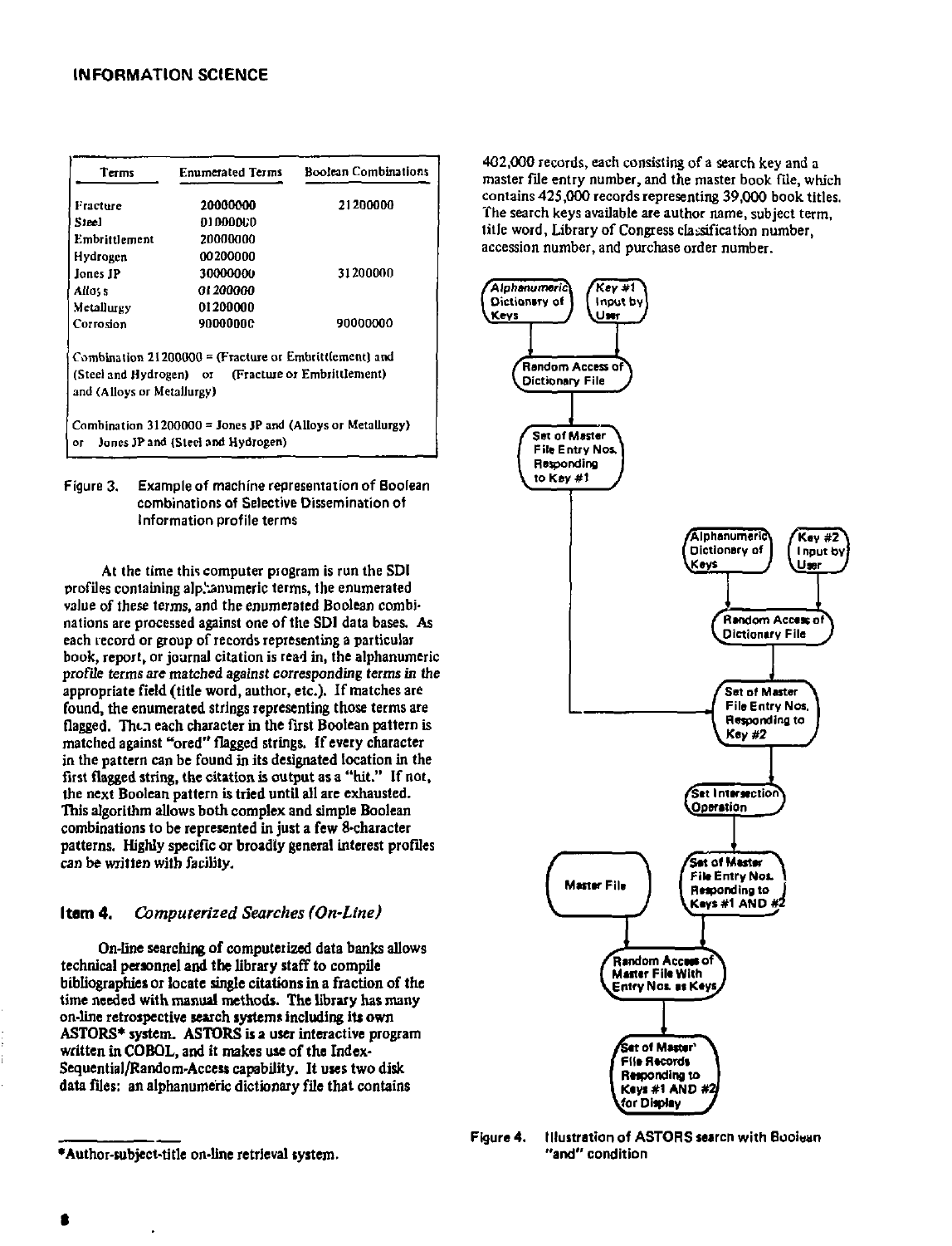| Terms | Enumerated Terms | Boolean Combinations |
|---|---|---|
| Fracture | 20000000 | 21200000 |
| Steel | 01000000 | |
| Embrittlement | 20000000 | |
| Hydrogen | 00200000 | |
| Jones JP | 30000000 | 31200000 |
| Alloys | 01200000 | |
| Metallurgy | 01200000 | |
| Corrosion | 90000000 | 90000000 |

Combination 21200000 = (Fracture or Embrittlement) and (Steel and Hydrogen) or (Fracture or Embrittlement) and (Alloys or Metallurgy)

Combination 31200000 = Jones JP and (Alloys or Metallurgy) or Jones JP and (Steel and Hydrogen)

Figure 3. Example of machine representation of Boolean combinations of Selective Dissemination of Information profile terms

At the time this computer program is run the SDI profiles containing alphanumeric terms, the enumerated value of these terms, and the enumerated Boolean combinations are processed against one of the SDI data bases. As each record or group of records representing a particular book, report, or journal citation is read in, the alphanumeric *profile terms are matched against corresponding terms in the* appropriate field (title word, author, etc.). If matches are found, the enumerated strings representing those terms are flagged. Then each character in the first Boolean pattern is matched against "ored" flagged strings. If every character in the pattern can be found in its designated location in the first flagged string, the citation is output as a "hit." If not, the next Boolean pattern is tried until all are exhausted. This algorithm allows both complex and simple Boolean combinations to be represented in just a few 8-character patterns. Highly specific or broadly general interest profiles can be written with facility.

### Item 4. *Computerized Searches (On-Line)*

On-line searching of computerized data banks allows technical personnel and the library staff to compile bibliographies or locate single citations in a fraction of the time needed with manual methods. The library has many on-line retrospective search systems including its own ASTORS* system. ASTORS is a user interactive program written in COBOL, and it makes use of the Index-Sequential/Random-Access capability. It uses two disk data files: an alphanumeric dictionary file that contains 402,000 records, each consisting of a search key and a master file entry number, and the master book file, which contains 425,000 records representing 39,000 book titles. The search keys available are author name, subject term, title word, Library of Congress classification number, accession number, and purchase order number.

Alphanumeric Dictionary of Keys → Key #1 Input by User → Random Access of Dictionary File → Set of Master File Entry Nos. Responding to Key #1

Alphanumeric Dictionary of Keys → Key #2 Input by User → Random Access of Dictionary File → Set of Master File Entry Nos. Responding to Key #2

Set Intersection Operation → Set of Master File Entry Nos. Responding to Keys #1 AND #2

Master File → Random Access of Master File With Entry Nos. as Keys → Set of Master File Records Responding to Keys #1 AND #2 for Display

Figure 4. Illustration of ASTORS search with Boolean "and" condition

*Author-subject-title on-line retrieval system.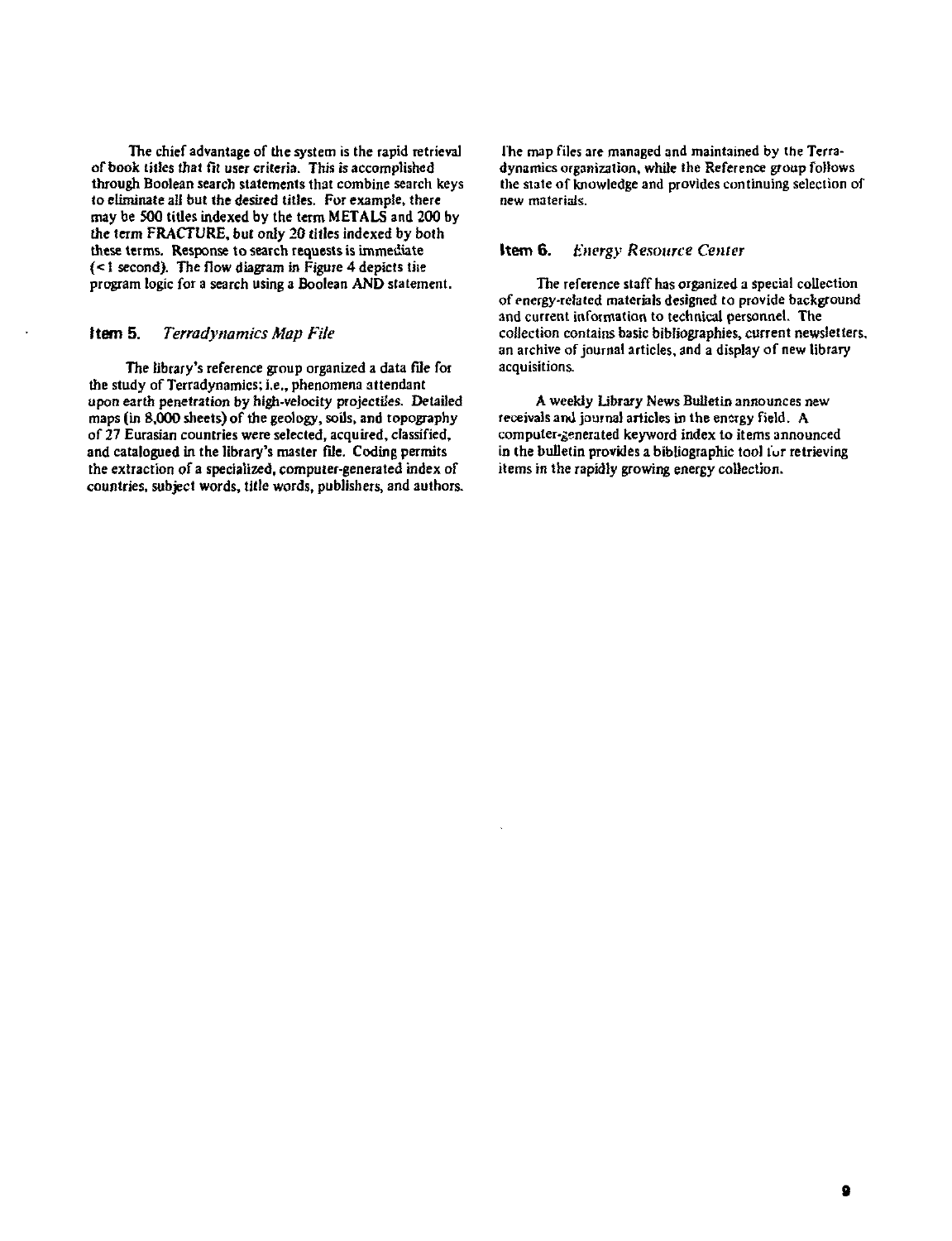The chief advantage of the system is the rapid retrieval of book titles that fit user criteria. This is accomplished through Boolean search statements that combine search keys to eliminate all but the desired titles. For example, there may be 500 titles indexed by the term METALS and 200 by the term FRACTURE, but only 20 titles indexed by both these terms. Response to search requests is immediate (< 1 second). The flow diagram in Figure 4 depicts the program logic for a search using a Boolean AND statement.

### Item 5. *Terradynamics Map File*

The library's reference group organized a data file for the study of Terradynamics; i.e., phenomena attendant upon earth penetration by high-velocity projectiles. Detailed maps (in 8,000 sheets) of the geology, soils, and topography of 27 Eurasian countries were selected, acquired, classified, and catalogued in the library's master file. Coding permits the extraction of a specialized, computer-generated index of countries, subject words, title words, publishers, and authors. The map files are managed and maintained by the Terradynamics organization, while the Reference group follows the state of knowledge and provides continuing selection of new materials.

### Item 6. *Energy Resource Center*

The reference staff has organized a special collection of energy-related materials designed to provide background and current information to technical personnel. The collection contains basic bibliographies, current newsletters, an archive of journal articles, and a display of new library acquisitions.

A weekly Library News Bulletin announces new receivals and journal articles in the energy field. A computer-generated keyword index to items announced in the bulletin provides a bibliographic tool for retrieving items in the rapidly growing energy collection.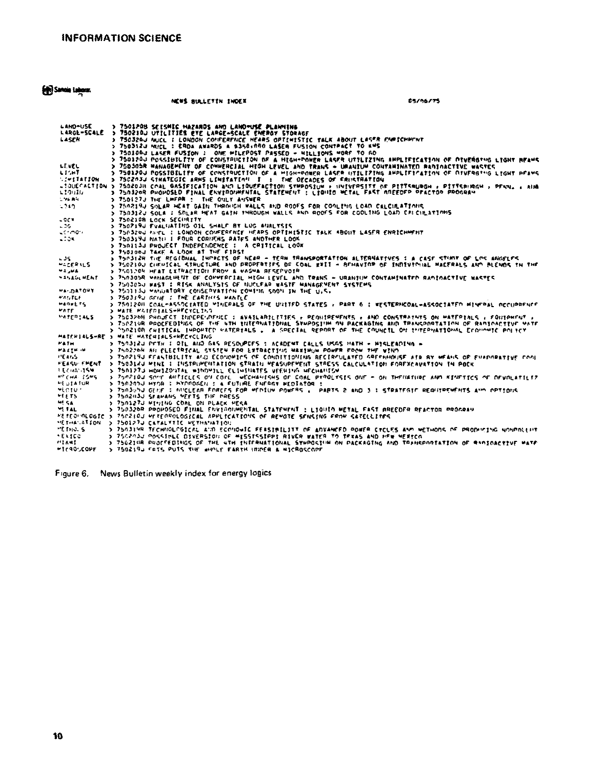INFORMATION SCIENCE

Sandia Laboratories

NEWS BULLETIN INDEX 05/06/75

```
LAND-USE      > 750120B SEISMIC HAZARDS AND LAND-USE PLANNING
LARGE-SCALE   > 750210J UTILITIES EYE LARGE-SCALE ENERGY STORAGE
LASER         > 750320J NUCL : LONDON CONFERENCE HEARS OPTIMISTIC TALK ABOUT LASER ENRICHMENT
              > 750312J NUCL : ERDA AWARDS A $350,000 LASER FUSION CONTRACT TO KMS
              > 750106J LASER FUSION : ONE MILEPOST PASSED - MILLIONS MORE TO GO
              > 750120J POSSIBILITY OF CONSTRUCTION OF A HIGH-POWER LASER UTILIZING AMPLIFICATION OF DIVERGING LIGHT BEAMS
LEVEL         > 750305R MANAGEMENT OF COMMERCIAL HIGH LEVEL AND TRANS - URANIUM CONTAMINATED RADIOACTIVE WASTES
LIGHT         > 750120J POSSIBILITY OF CONSTRUCTION OF A HIGH-POWER LASER UTILIZING AMPLIFICATION OF DIVERGING LIGHT BEAMS
LIMITATION    > 750203J STRATEGIC ARMS LIMITATION I : THE DECADES OF FRUSTRATION
LIQUEFACTION  > 750203H COAL GASIFICATION AND LIQUEFACTION SYMPOSIUM , UNIVERSITY OF PITTSBURGH , PITTSBURGH , PENN. , AUG
LIQUID        > 750320R PROPOSED FINAL ENVIRONMENTAL STATEMENT : LIQUID METAL FAST BREEDER REACTOR PROGRAM
LMFBR         > 750127J THE LMFBR : THE ONLY ANSWER
LOAD          > 750219J SOLAR HEAT GAIN THROUGH WALLS AND ROOFS FOR COOLING LOAD CALCULATIONS
              > 750312J SOLA : SOLAR HEAT GAIN THROUGH WALLS AND ROOFS FOR COOLING LOAD CALCULATIONS
LOCK          > 750210B LOCK SECURITY
LOG           > 750219J EVALUATING OIL SHALE BY LOG ANALYSIS
LONDON        > 750320J NUCL : LONDON CONFERENCE HEARS OPTIMISTIC TALK ABOUT LASER ENRICHMENT
LOOK          > 750319J NATU : FOUR CORNERS RATES ANOTHER LOOK
              > 750113J PROJECT INDEPENDENCE : A CRITICAL LOOK
              > 750106J TAKE A LOOK AT THE FIRST
LOS           > 750312H THE REGIONAL IMPACTS OF NEAR - TERM TRANSPORTATION ALTERNATIVES : A CASE STUDY OF LOS ANGELES
MACERALS      > 750210J CHEMICAL STRUCTURE AND PROPERTIES OF COAL XXII - BEHAVIOR OF INDIVIDUAL MACERALS AND BLENDS IN THE
MAGMA         > 750120H HEAT EXTRACTION FROM A MAGMA RESERVOIR
MANAGEMENT    > 750305R MANAGEMENT OF COMMERCIAL HIGH LEVEL AND TRANS - URANIUM CONTAMINATED RADIOACTIVE WASTES
              > 750305J WAST : RISK ANALYSIS OF NUCLEAR WASTE MANAGEMENT SYSTEMS
MANDATORY     > 750113J MANDATORY CONSERVATION COMING SOON IN THE U.S.
MANTLE        > 750319J GENE : THE EARTH'S MANTLE
MARKETS       > 750120H COAL-ASSOCIATED MINERALS OF THE UNITED STATES , PART 6 : WESTERNCOAL-ASSOCIATED MINERAL OCCURRENCE
MATE          > MATE MATERIALS-RECYCLING
MATERIALS     > 750326H PROJECT INDEPENDENCE : AVAILABILITIES , REQUIREMENTS , AND CONSTRAINTS ON MATERIALS , EQUIPMENT ,
              > 750210R PROCEEDINGS OF THE 4TH INTERNATIONAL SYMPOSIUM ON PACKAGING AND TRANSPORTATION OF RADIOACTIVE MATE
              > 750210R CRITICAL IMPORTED MATERIALS , A SPECIAL REPORT OF THE COUNCIL ON INTERNATIONAL ECONOMIC POLICY
MATERIALS-RE  > MATE MATERIALS-RECYCLING
MATH          > 750312J PETR : OIL AND GAS RESOURCES : ACADEMY CALLS USGS MATH - MISLEADING -
MAXIMUM       > 750226H AN ELECTRICAL SYSTEM FOR EXTRACTING MAXIMUM POWER FROM THE WIND
MEANS         > 750219J FEASIBILITY AND ECONOMICS OF CONDITIONING RECIRCULATED GREENHOUSE AIR BY MEANS OF EVAPORATIVE COOL
MEASUREMENT   > 750312J MINE : INSTRUMENTATION STRAIN MEASUREMENT STRESS CALCULATION FOREXCAVATION IN ROCK
MECHANISM     > 750127J HORIZONTAL WINDMILL ELIMINATES WEEKING MECHANISM
MECHANISMS    > 750210J SOME ARTICLES ON COAL MECHANISMS OF COAL PYROLYSIS ONE - ON THENATURE AND KINETICS OF DEVOLATILIZ
MEDIATOR      > 750305J HYDR : HYDROGEN : A FUTURE ENERGY MEDIATOR :
MEDIUM        > 750305J GENE : NUCLEAR FORCES FOR MEDIUM POWERS , PARTS 2 AND 3 : STRATEGIC REQUIREMENTS AND OPTIONS
MEETS         > 750203J SEAMANS MEETS THE PRESS
MESA          > 750127J MINING COAL ON BLACK MESA
METAL         > 750326R PROPOSED FINAL ENVIRONMENTAL STATEMENT : LIQUID METAL FAST BREEDER REACTOR PROGRAM
METEOROLOGIC  > 750210J METEOROLOGICAL APPLICATIONS OF REMOTE SENSING FROM SATELLITES
METHANATION   > 750127J CATALYTIC METHANATION
METHODS       > 750319R TECHNOLOGICAL AND ECONOMIC FEASIBILITY OF ADVANCED POWER CYCLES AND METHODS OF PRODUCING NONPOLLUT
MEXICO        > 750203J POSSIBLE DIVERSION OF MISSISSIPPI RIVER WATER TO TEXAS AND NEW MEXICO
MIAMI         > 750210R PROCEEDINGS OF THE 4TH INTERNATIONAL SYMPOSIUM ON PACKAGING AND TRANSPORTATION OF RADIOACTIVE MATE
MICROSCOPE    > 750219J ERTS PUTS THE WHOLE EARTH UNDER A MICROSCOPE
```

Figure 6. News Bulletin weekly index for energy logics